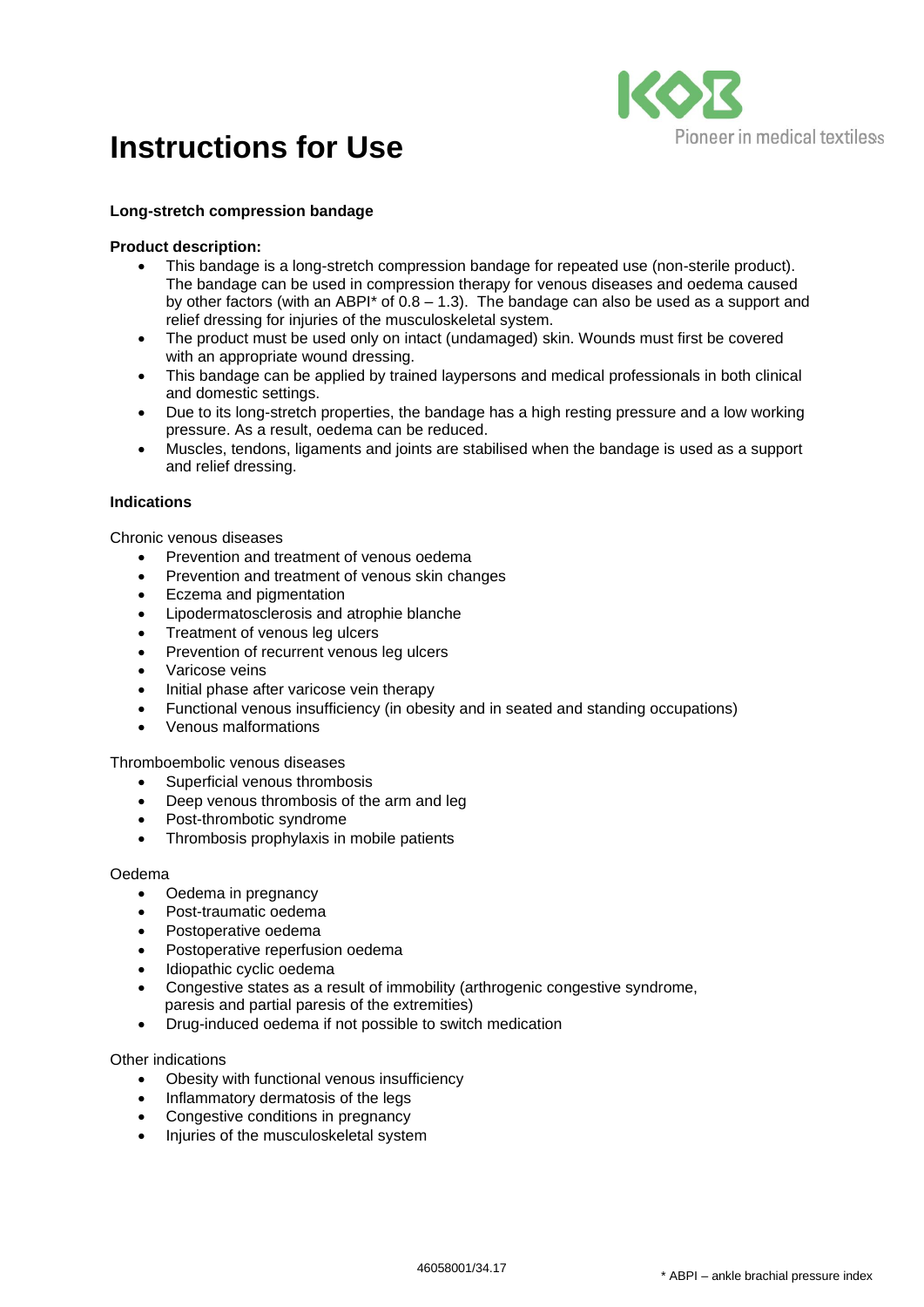# Instructions for Use

**Long-stretch compression bandage**

**Product description:**

- This bandage is a long-stretch compression bandage for repeated use (non-sterile product). The bandage can be used in compression therapy for venous diseases and oedema caused by other factors (with an ABPI* of 0.8 – 1.3). The bandage can also be used as a support and relief dressing for injuries of the musculoskeletal system.
- The product must be used only on intact (undamaged) skin. Wounds must first be covered with an appropriate wound dressing.
- This bandage can be applied by trained laypersons and medical professionals in both clinical and domestic settings.
- Due to its long-stretch properties, the bandage has a high resting pressure and a low working pressure. As a result, oedema can be reduced.
- Muscles, tendons, ligaments and joints are stabilised when the bandage is used as a support and relief dressing.

**Indications**

Chronic venous diseases

- Prevention and treatment of venous oedema
- Prevention and treatment of venous skin changes
- Eczema and pigmentation
- Lipodermatosclerosis and atrophie blanche
- Treatment of venous leg ulcers
- Prevention of recurrent venous leg ulcers
- Varicose veins
- Initial phase after varicose vein therapy
- Functional venous insufficiency (in obesity and in seated and standing occupations)
- Venous malformations

Thromboembolic venous diseases

- Superficial venous thrombosis
- Deep venous thrombosis of the arm and leg
- Post-thrombotic syndrome
- Thrombosis prophylaxis in mobile patients

Oedema

- Oedema in pregnancy
- Post-traumatic oedema
- Postoperative oedema
- Postoperative reperfusion oedema
- Idiopathic cyclic oedema
- Congestive states as a result of immobility (arthrogenic congestive syndrome, paresis and partial paresis of the extremities)
- Drug-induced oedema if not possible to switch medication

Other indications

- Obesity with functional venous insufficiency
- Inflammatory dermatosis of the legs
- Congestive conditions in pregnancy
- Injuries of the musculoskeletal system

46058001/34.17

* ABPI – ankle brachial pressure index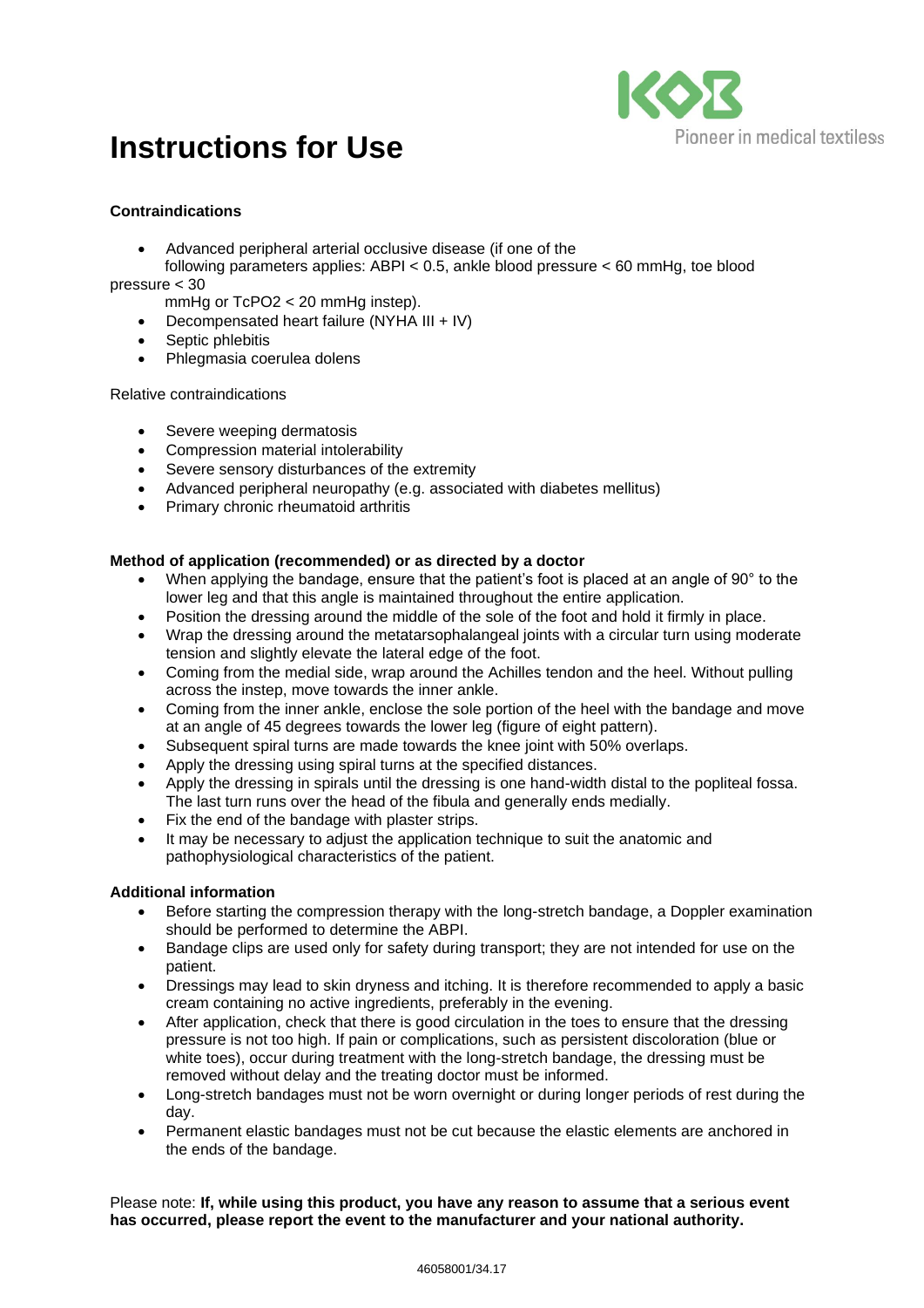# Instructions for Use

**Contraindications**

- Advanced peripheral arterial occlusive disease (if one of the following parameters applies: ABPI < 0.5, ankle blood pressure < 60 mmHg, toe blood pressure < 30 mmHg or $TcPO_2$ < 20 mmHg instep).
- Decompensated heart failure (NYHA III + IV)
- Septic phlebitis
- Phlegmasia coerulea dolens

Relative contraindications

- Severe weeping dermatosis
- Compression material intolerability
- Severe sensory disturbances of the extremity
- Advanced peripheral neuropathy (e.g. associated with diabetes mellitus)
- Primary chronic rheumatoid arthritis

**Method of application (recommended) or as directed by a doctor**

- When applying the bandage, ensure that the patient's foot is placed at an angle of 90° to the lower leg and that this angle is maintained throughout the entire application.
- Position the dressing around the middle of the sole of the foot and hold it firmly in place.
- Wrap the dressing around the metatarsophalangeal joints with a circular turn using moderate tension and slightly elevate the lateral edge of the foot.
- Coming from the medial side, wrap around the Achilles tendon and the heel. Without pulling across the instep, move towards the inner ankle.
- Coming from the inner ankle, enclose the sole portion of the heel with the bandage and move at an angle of 45 degrees towards the lower leg (figure of eight pattern).
- Subsequent spiral turns are made towards the knee joint with 50% overlaps.
- Apply the dressing using spiral turns at the specified distances.
- Apply the dressing in spirals until the dressing is one hand-width distal to the popliteal fossa. The last turn runs over the head of the fibula and generally ends medially.
- Fix the end of the bandage with plaster strips.
- It may be necessary to adjust the application technique to suit the anatomic and pathophysiological characteristics of the patient.

**Additional information**

- Before starting the compression therapy with the long-stretch bandage, a Doppler examination should be performed to determine the ABPI.
- Bandage clips are used only for safety during transport; they are not intended for use on the patient.
- Dressings may lead to skin dryness and itching. It is therefore recommended to apply a basic cream containing no active ingredients, preferably in the evening.
- After application, check that there is good circulation in the toes to ensure that the dressing pressure is not too high. If pain or complications, such as persistent discoloration (blue or white toes), occur during treatment with the long-stretch bandage, the dressing must be removed without delay and the treating doctor must be informed.
- Long-stretch bandages must not be worn overnight or during longer periods of rest during the day.
- Permanent elastic bandages must not be cut because the elastic elements are anchored in the ends of the bandage.

Please note: **If, while using this product, you have any reason to assume that a serious event has occurred, please report the event to the manufacturer and your national authority.**

46058001/34.17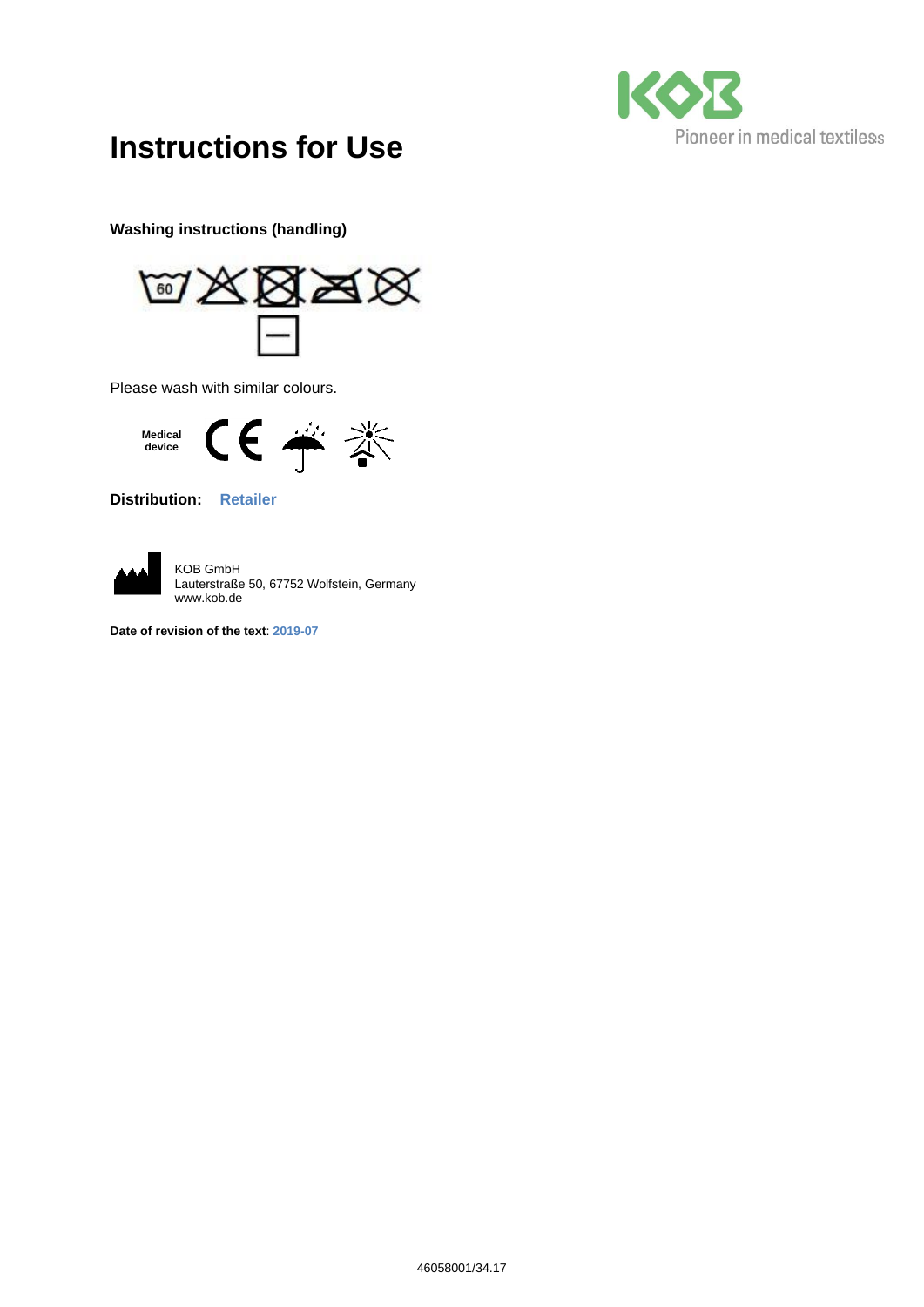# Instructions for Use

**Washing instructions (handling)**

Please wash with similar colours.

**Medical device**

**Distribution:** **Retailer**

KOB GmbH
Lauterstraße 50, 67752 Wolfstein, Germany
www.kob.de

**Date of revision of the text**: 2019-07

46058001/34.17